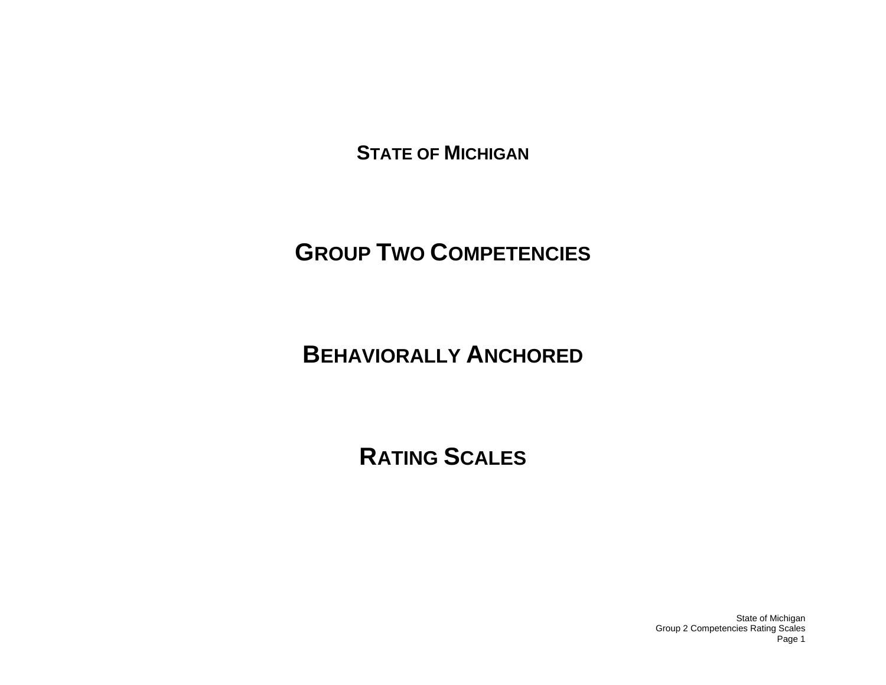# STATE OF MICHIGAN

# GROUP TWO COMPETENCIES

# BEHAVIORALLY ANCHORED

# RATING SCALES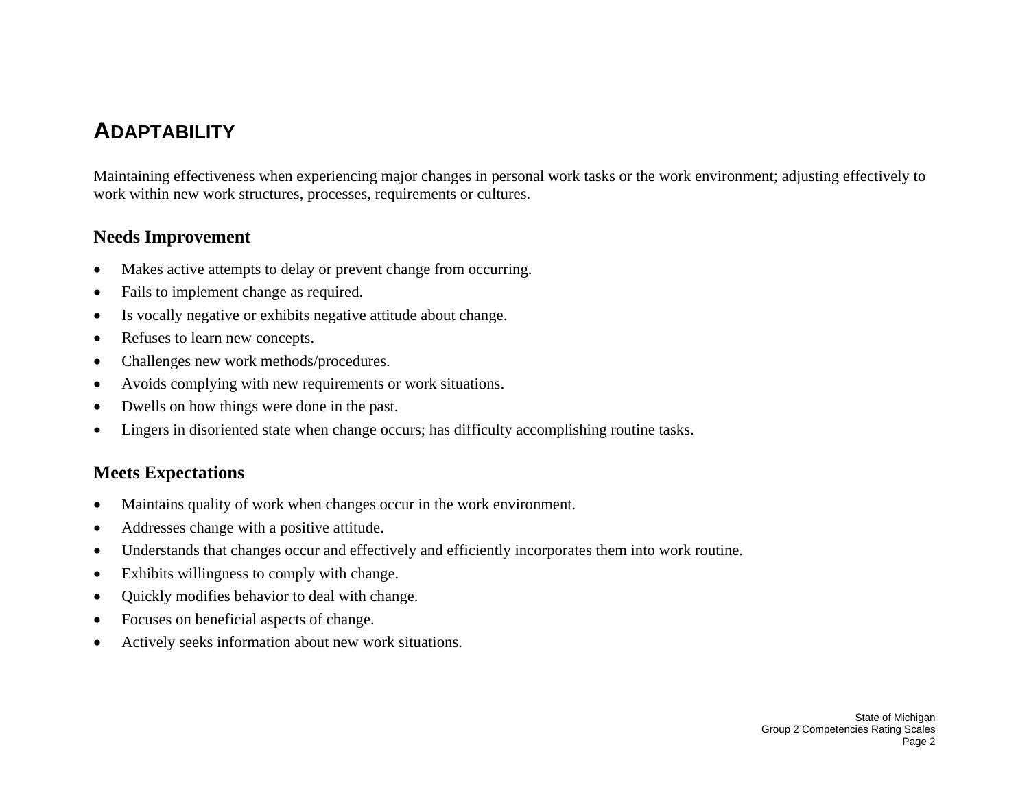# ADAPTABILITY

Maintaining effectiveness when experiencing major changes in personal work tasks or the work environment; adjusting effectively to work within new work structures, processes, requirements or cultures.

## Needs Improvement

- Makes active attempts to delay or prevent change from occurring.
- Fails to implement change as required.
- Is vocally negative or exhibits negative attitude about change.
- Refuses to learn new concepts.
- Challenges new work methods/procedures.
- Avoids complying with new requirements or work situations.
- Dwells on how things were done in the past.
- Lingers in disoriented state when change occurs; has difficulty accomplishing routine tasks.

## Meets Expectations

- Maintains quality of work when changes occur in the work environment.
- Addresses change with a positive attitude.
- Understands that changes occur and effectively and efficiently incorporates them into work routine.
- Exhibits willingness to comply with change.
- Quickly modifies behavior to deal with change.
- Focuses on beneficial aspects of change.
- Actively seeks information about new work situations.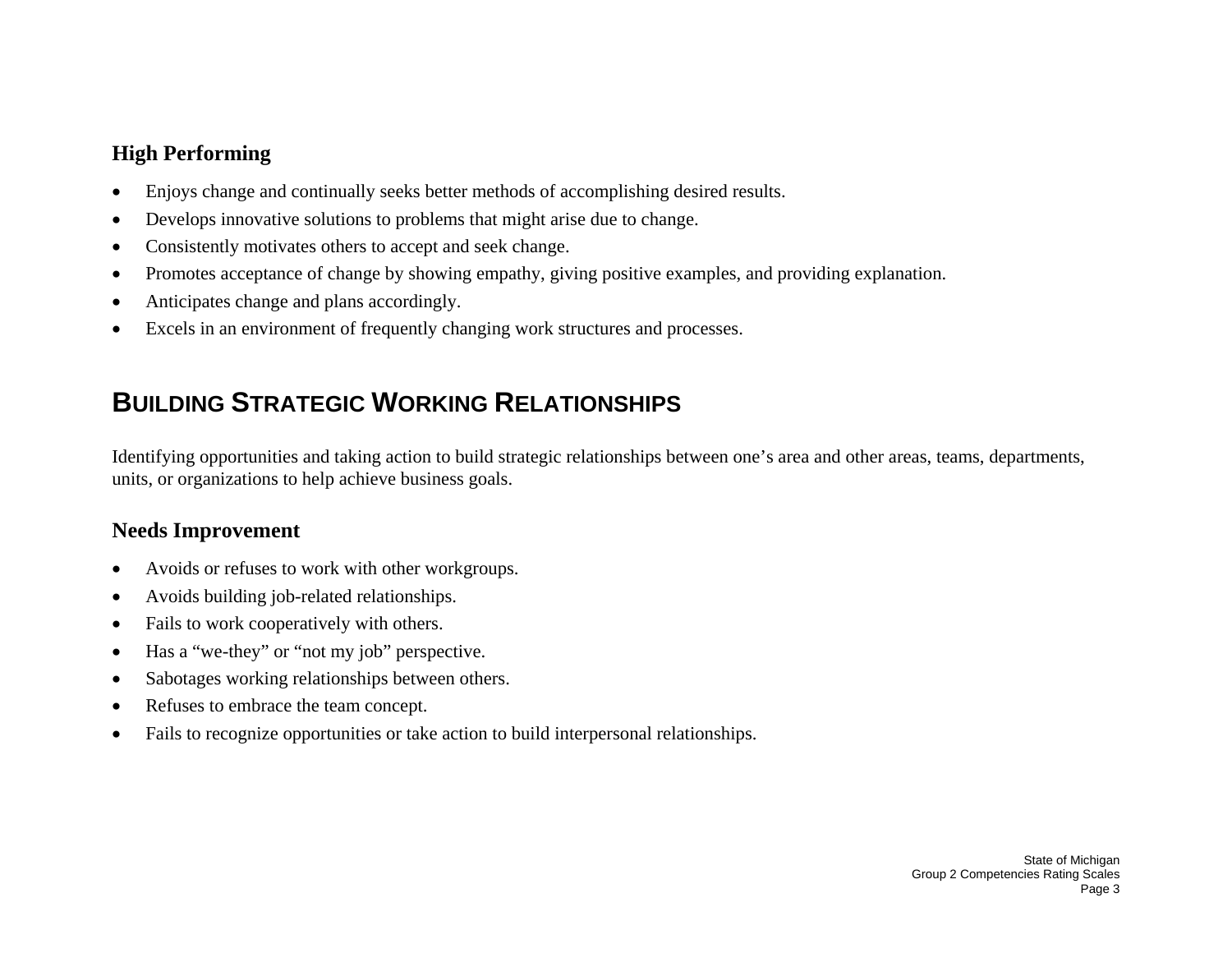### High Performing

- Enjoys change and continually seeks better methods of accomplishing desired results.
- Develops innovative solutions to problems that might arise due to change.
- Consistently motivates others to accept and seek change.
- Promotes acceptance of change by showing empathy, giving positive examples, and providing explanation.
- Anticipates change and plans accordingly.
- Excels in an environment of frequently changing work structures and processes.

## BUILDING STRATEGIC WORKING RELATIONSHIPS

Identifying opportunities and taking action to build strategic relationships between one's area and other areas, teams, departments, units, or organizations to help achieve business goals.

### Needs Improvement

- Avoids or refuses to work with other workgroups.
- Avoids building job-related relationships.
- Fails to work cooperatively with others.
- Has a "we-they" or "not my job" perspective.
- Sabotages working relationships between others.
- Refuses to embrace the team concept.
- Fails to recognize opportunities or take action to build interpersonal relationships.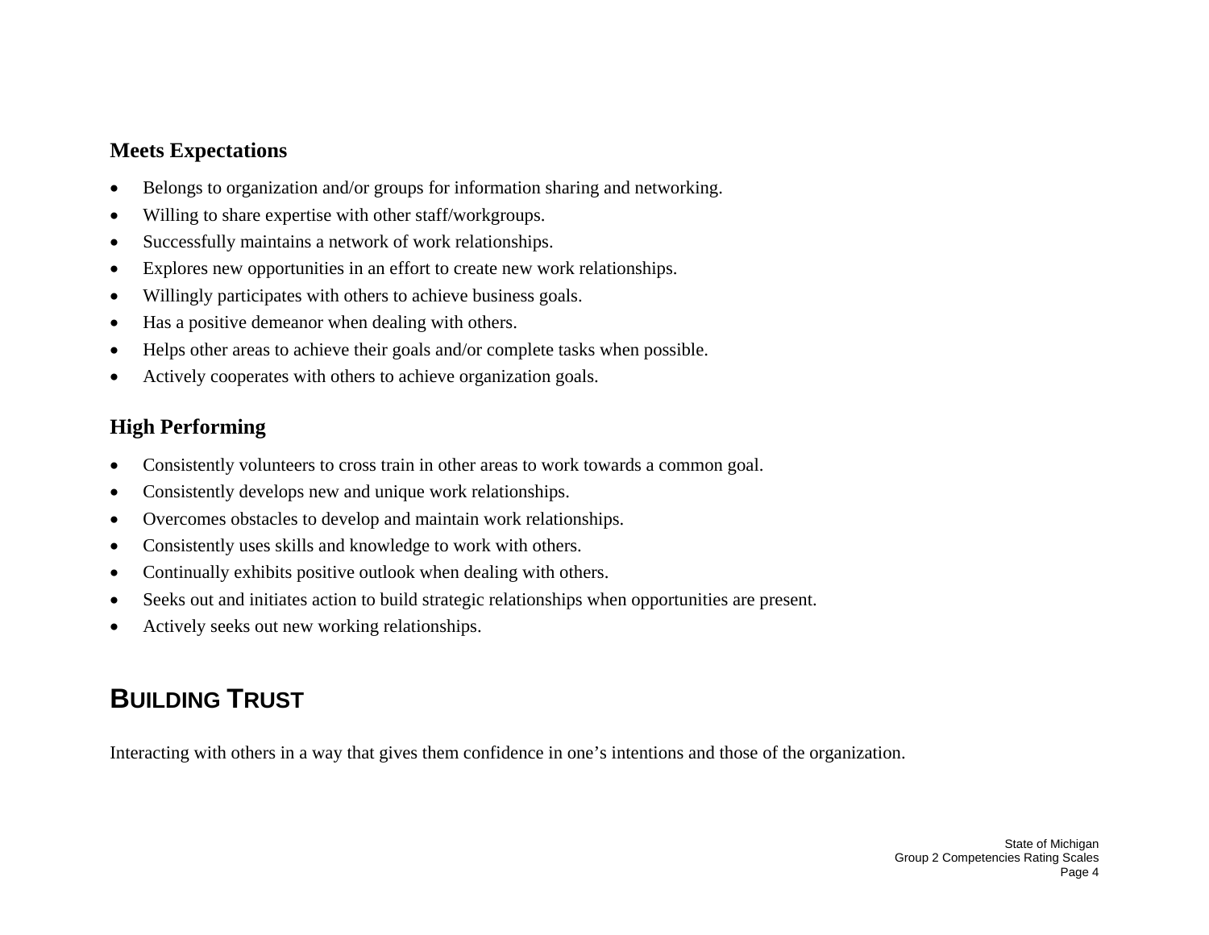### Meets Expectations

- Belongs to organization and/or groups for information sharing and networking.
- Willing to share expertise with other staff/workgroups.
- Successfully maintains a network of work relationships.
- Explores new opportunities in an effort to create new work relationships.
- Willingly participates with others to achieve business goals.
- Has a positive demeanor when dealing with others.
- Helps other areas to achieve their goals and/or complete tasks when possible.
- Actively cooperates with others to achieve organization goals.

### High Performing

- Consistently volunteers to cross train in other areas to work towards a common goal.
- Consistently develops new and unique work relationships.
- Overcomes obstacles to develop and maintain work relationships.
- Consistently uses skills and knowledge to work with others.
- Continually exhibits positive outlook when dealing with others.
- Seeks out and initiates action to build strategic relationships when opportunities are present.
- Actively seeks out new working relationships.

## BUILDING TRUST

Interacting with others in a way that gives them confidence in one's intentions and those of the organization.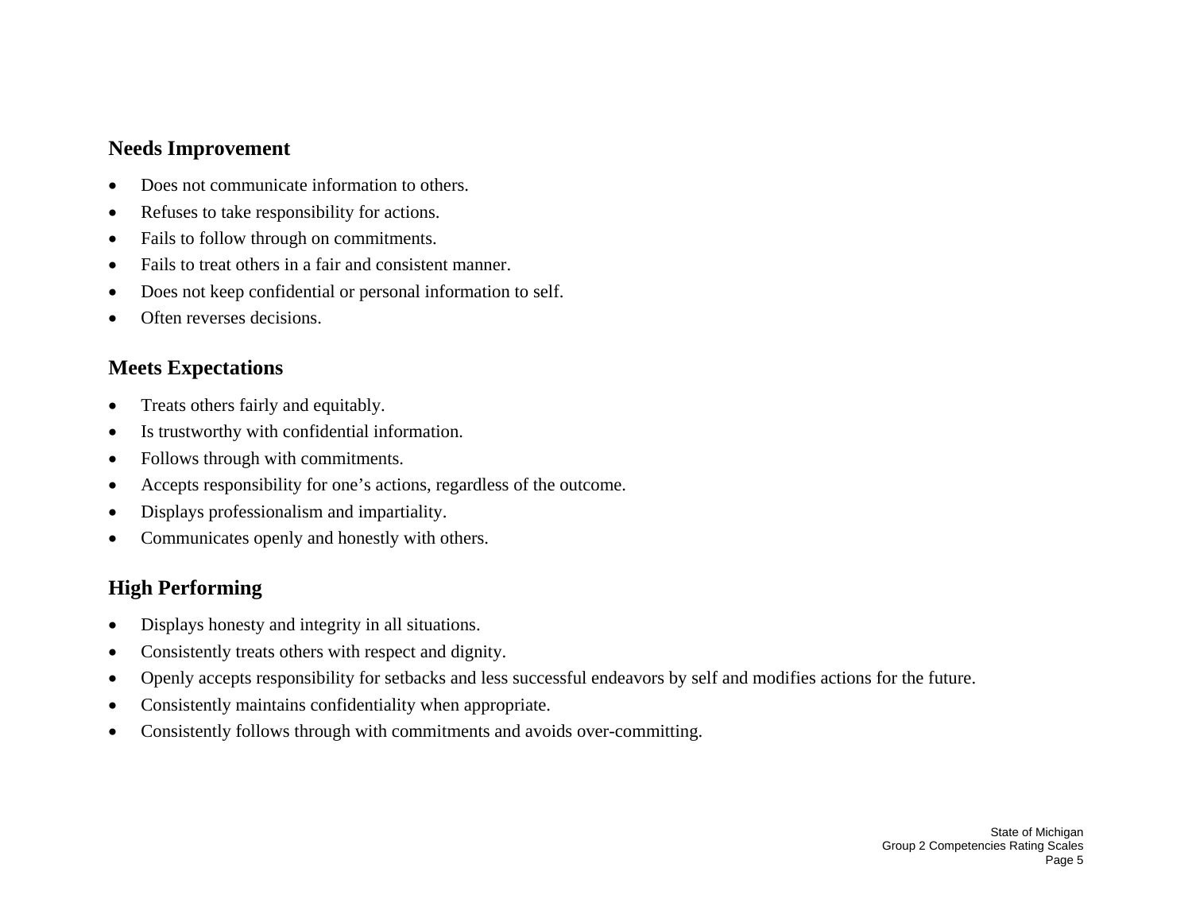## Needs Improvement

- Does not communicate information to others.
- Refuses to take responsibility for actions.
- Fails to follow through on commitments.
- Fails to treat others in a fair and consistent manner.
- Does not keep confidential or personal information to self.
- Often reverses decisions.

## Meets Expectations

- Treats others fairly and equitably.
- Is trustworthy with confidential information.
- Follows through with commitments.
- Accepts responsibility for one's actions, regardless of the outcome.
- Displays professionalism and impartiality.
- Communicates openly and honestly with others.

## High Performing

- Displays honesty and integrity in all situations.
- Consistently treats others with respect and dignity.
- Openly accepts responsibility for setbacks and less successful endeavors by self and modifies actions for the future.
- Consistently maintains confidentiality when appropriate.
- Consistently follows through with commitments and avoids over-committing.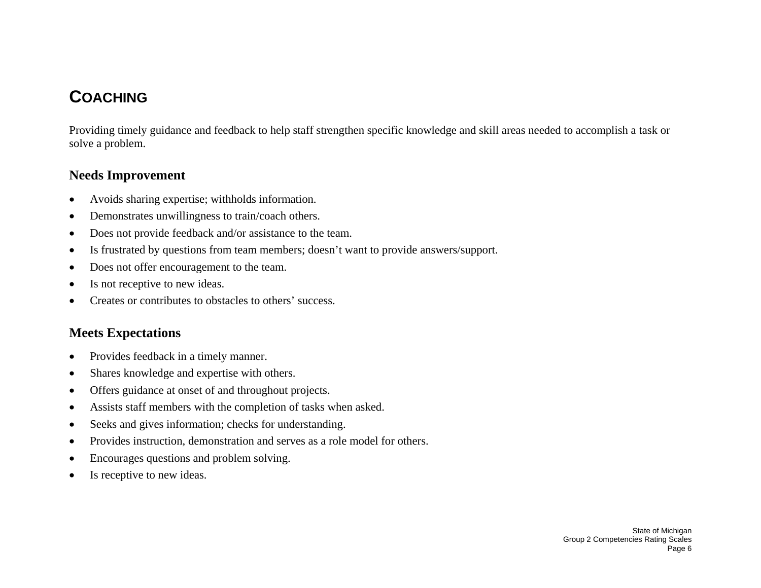## COACHING

Providing timely guidance and feedback to help staff strengthen specific knowledge and skill areas needed to accomplish a task or solve a problem.

### Needs Improvement

- Avoids sharing expertise; withholds information.
- Demonstrates unwillingness to train/coach others.
- Does not provide feedback and/or assistance to the team.
- Is frustrated by questions from team members; doesn't want to provide answers/support.
- Does not offer encouragement to the team.
- Is not receptive to new ideas.
- Creates or contributes to obstacles to others' success.

### Meets Expectations

- Provides feedback in a timely manner.
- Shares knowledge and expertise with others.
- Offers guidance at onset of and throughout projects.
- Assists staff members with the completion of tasks when asked.
- Seeks and gives information; checks for understanding.
- Provides instruction, demonstration and serves as a role model for others.
- Encourages questions and problem solving.
- Is receptive to new ideas.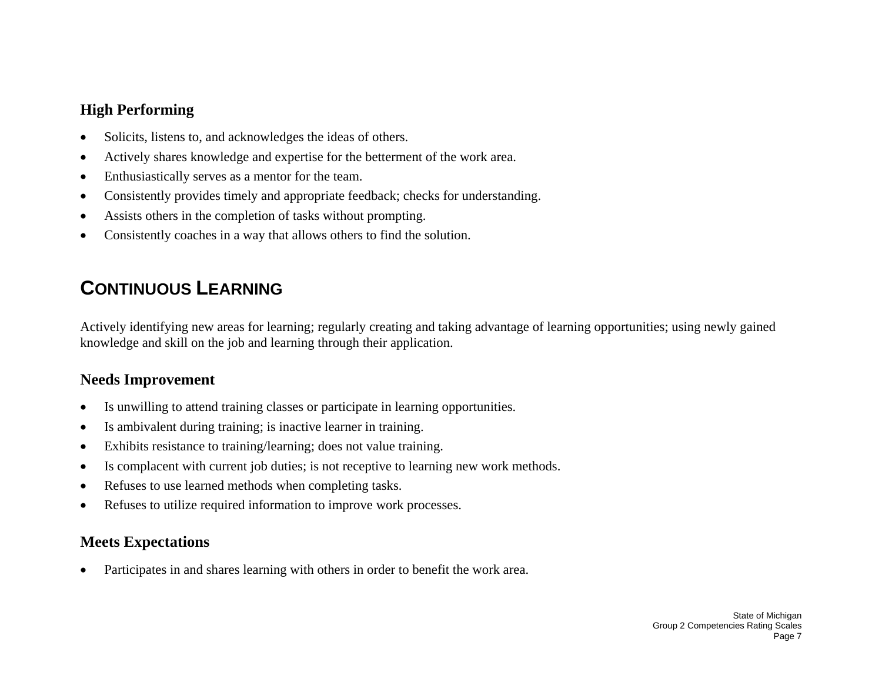### High Performing

- Solicits, listens to, and acknowledges the ideas of others.
- Actively shares knowledge and expertise for the betterment of the work area.
- Enthusiastically serves as a mentor for the team.
- Consistently provides timely and appropriate feedback; checks for understanding.
- Assists others in the completion of tasks without prompting.
- Consistently coaches in a way that allows others to find the solution.

## CONTINUOUS LEARNING

Actively identifying new areas for learning; regularly creating and taking advantage of learning opportunities; using newly gained knowledge and skill on the job and learning through their application.

### Needs Improvement

- Is unwilling to attend training classes or participate in learning opportunities.
- Is ambivalent during training; is inactive learner in training.
- Exhibits resistance to training/learning; does not value training.
- Is complacent with current job duties; is not receptive to learning new work methods.
- Refuses to use learned methods when completing tasks.
- Refuses to utilize required information to improve work processes.

### Meets Expectations

- Participates in and shares learning with others in order to benefit the work area.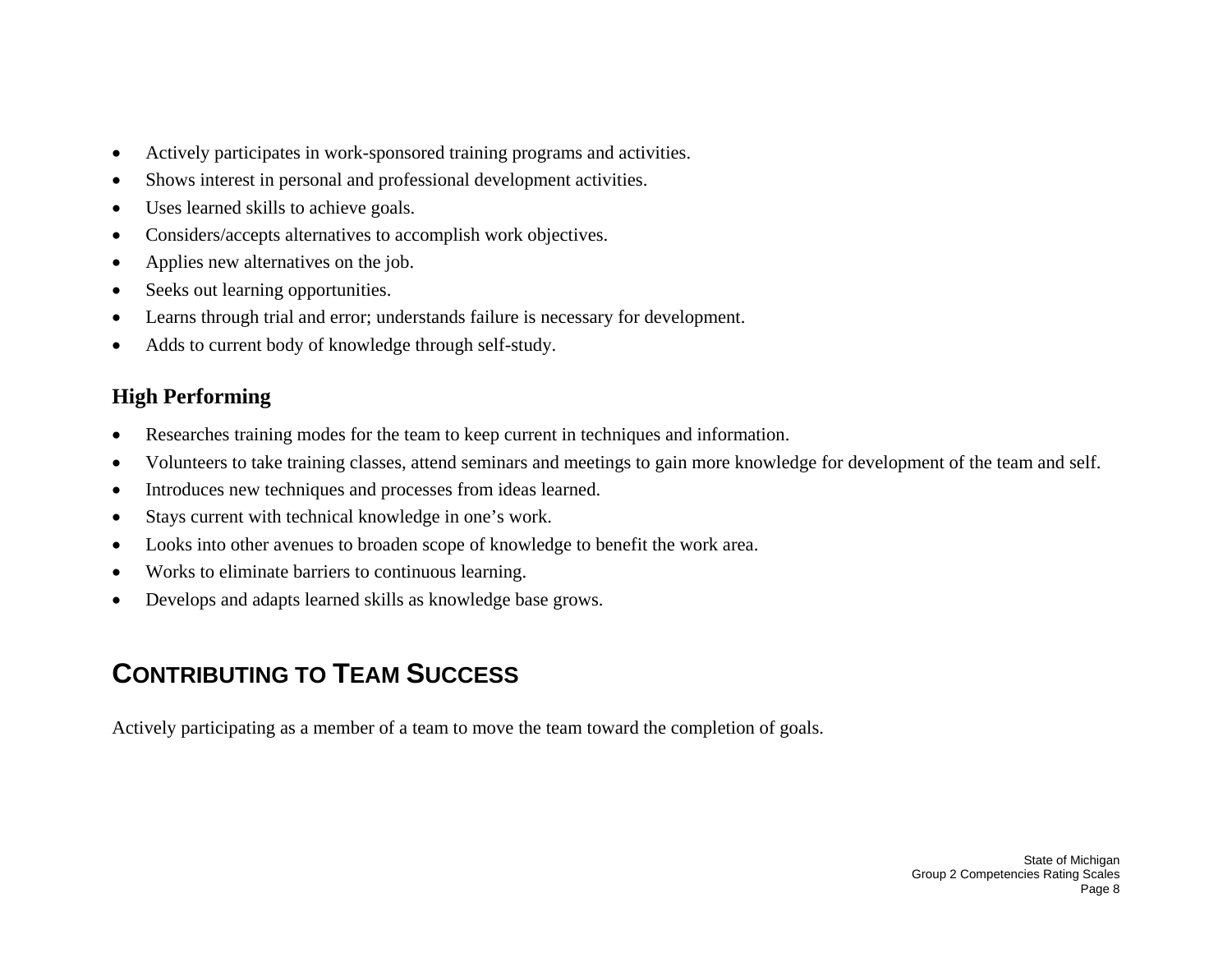- Actively participates in work-sponsored training programs and activities.
- Shows interest in personal and professional development activities.
- Uses learned skills to achieve goals.
- Considers/accepts alternatives to accomplish work objectives.
- Applies new alternatives on the job.
- Seeks out learning opportunities.
- Learns through trial and error; understands failure is necessary for development.
- Adds to current body of knowledge through self-study.

### High Performing

- Researches training modes for the team to keep current in techniques and information.
- Volunteers to take training classes, attend seminars and meetings to gain more knowledge for development of the team and self.
- Introduces new techniques and processes from ideas learned.
- Stays current with technical knowledge in one's work.
- Looks into other avenues to broaden scope of knowledge to benefit the work area.
- Works to eliminate barriers to continuous learning.
- Develops and adapts learned skills as knowledge base grows.

## CONTRIBUTING TO TEAM SUCCESS

Actively participating as a member of a team to move the team toward the completion of goals.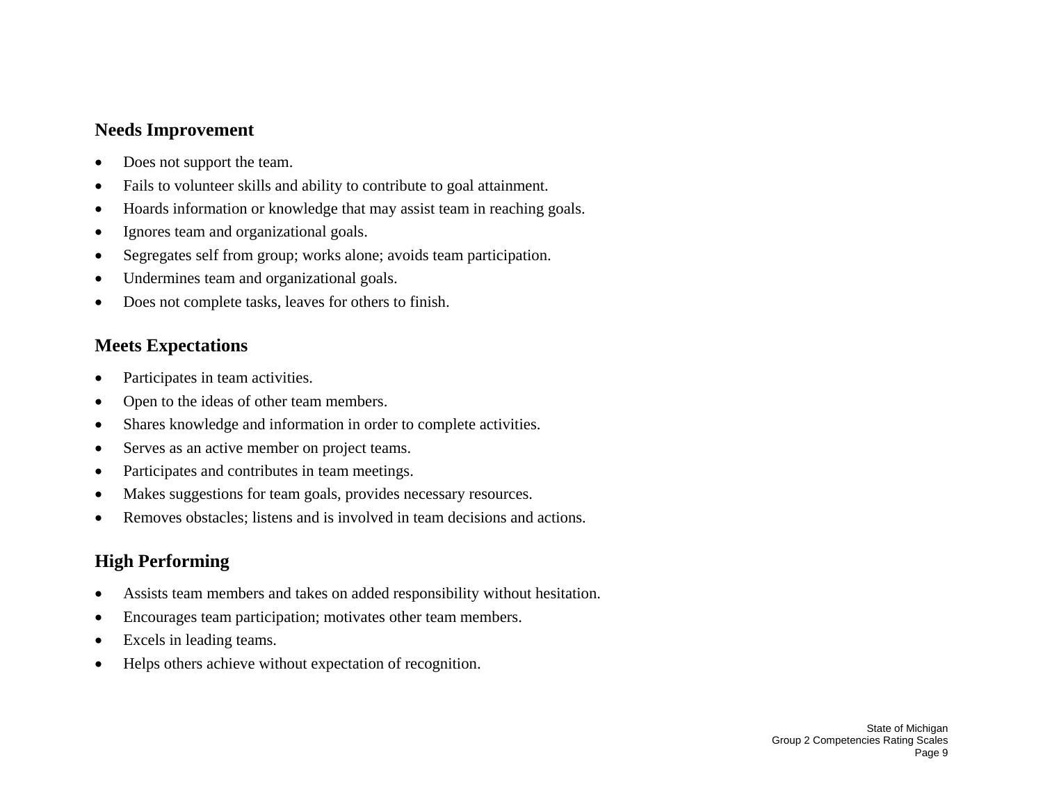### Needs Improvement

- Does not support the team.
- Fails to volunteer skills and ability to contribute to goal attainment.
- Hoards information or knowledge that may assist team in reaching goals.
- Ignores team and organizational goals.
- Segregates self from group; works alone; avoids team participation.
- Undermines team and organizational goals.
- Does not complete tasks, leaves for others to finish.

### Meets Expectations

- Participates in team activities.
- Open to the ideas of other team members.
- Shares knowledge and information in order to complete activities.
- Serves as an active member on project teams.
- Participates and contributes in team meetings.
- Makes suggestions for team goals, provides necessary resources.
- Removes obstacles; listens and is involved in team decisions and actions.

### High Performing

- Assists team members and takes on added responsibility without hesitation.
- Encourages team participation; motivates other team members.
- Excels in leading teams.
- Helps others achieve without expectation of recognition.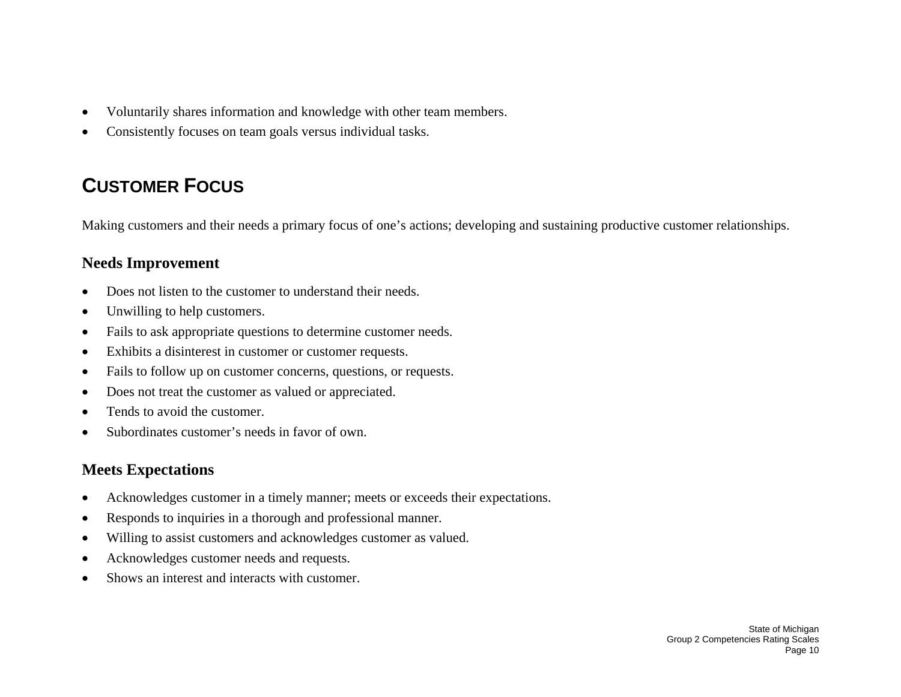- Voluntarily shares information and knowledge with other team members.
- Consistently focuses on team goals versus individual tasks.

## CUSTOMER FOCUS

Making customers and their needs a primary focus of one's actions; developing and sustaining productive customer relationships.

### Needs Improvement

- Does not listen to the customer to understand their needs.
- Unwilling to help customers.
- Fails to ask appropriate questions to determine customer needs.
- Exhibits a disinterest in customer or customer requests.
- Fails to follow up on customer concerns, questions, or requests.
- Does not treat the customer as valued or appreciated.
- Tends to avoid the customer.
- Subordinates customer's needs in favor of own.

### Meets Expectations

- Acknowledges customer in a timely manner; meets or exceeds their expectations.
- Responds to inquiries in a thorough and professional manner.
- Willing to assist customers and acknowledges customer as valued.
- Acknowledges customer needs and requests.
- Shows an interest and interacts with customer.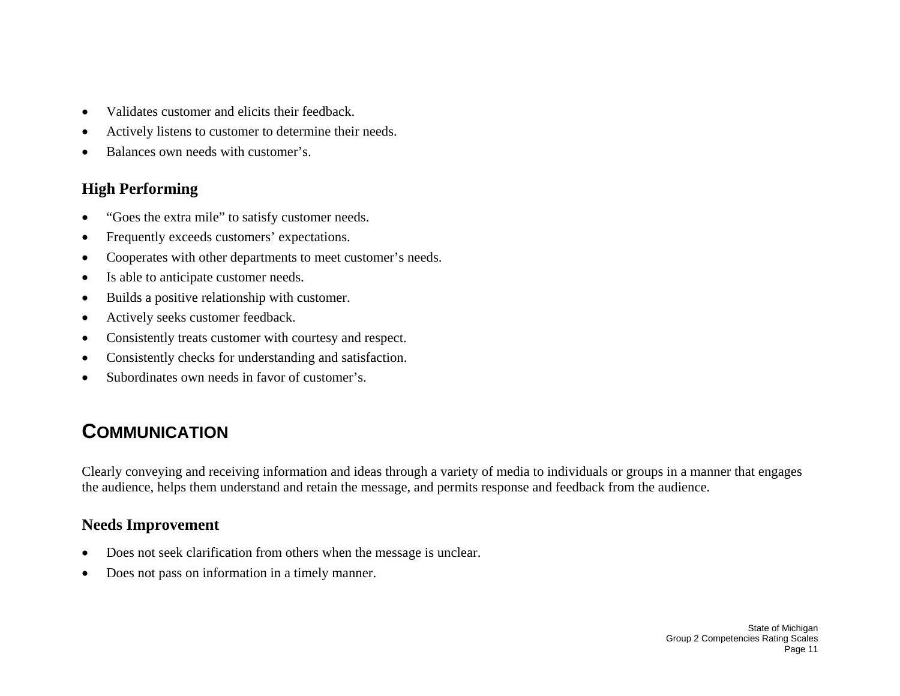- Validates customer and elicits their feedback.
- Actively listens to customer to determine their needs.
- Balances own needs with customer's.

### High Performing

- "Goes the extra mile" to satisfy customer needs.
- Frequently exceeds customers' expectations.
- Cooperates with other departments to meet customer's needs.
- Is able to anticipate customer needs.
- Builds a positive relationship with customer.
- Actively seeks customer feedback.
- Consistently treats customer with courtesy and respect.
- Consistently checks for understanding and satisfaction.
- Subordinates own needs in favor of customer's.

## COMMUNICATION

Clearly conveying and receiving information and ideas through a variety of media to individuals or groups in a manner that engages the audience, helps them understand and retain the message, and permits response and feedback from the audience.

### Needs Improvement

- Does not seek clarification from others when the message is unclear.
- Does not pass on information in a timely manner.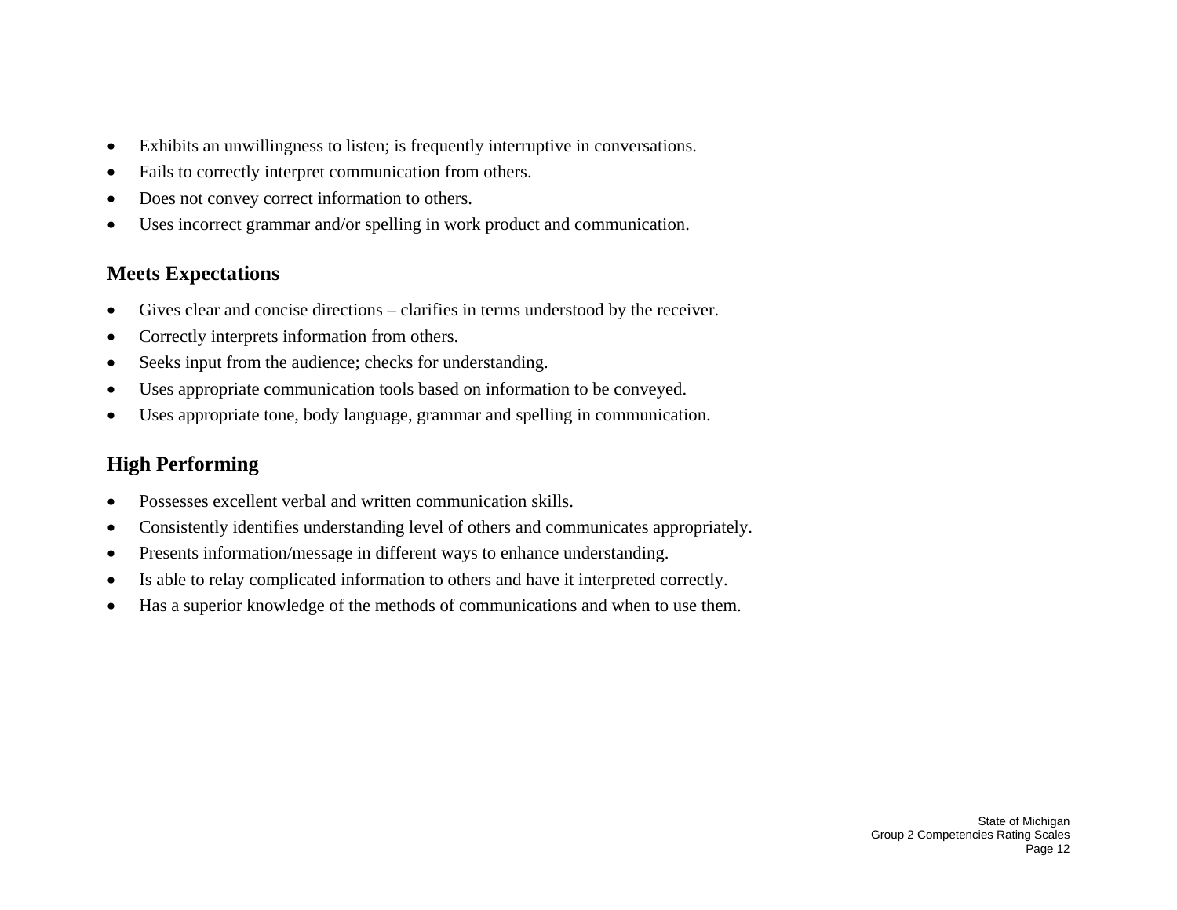- Exhibits an unwillingness to listen; is frequently interruptive in conversations.
- Fails to correctly interpret communication from others.
- Does not convey correct information to others.
- Uses incorrect grammar and/or spelling in work product and communication.

## Meets Expectations

- Gives clear and concise directions – clarifies in terms understood by the receiver.
- Correctly interprets information from others.
- Seeks input from the audience; checks for understanding.
- Uses appropriate communication tools based on information to be conveyed.
- Uses appropriate tone, body language, grammar and spelling in communication.

## High Performing

- Possesses excellent verbal and written communication skills.
- Consistently identifies understanding level of others and communicates appropriately.
- Presents information/message in different ways to enhance understanding.
- Is able to relay complicated information to others and have it interpreted correctly.
- Has a superior knowledge of the methods of communications and when to use them.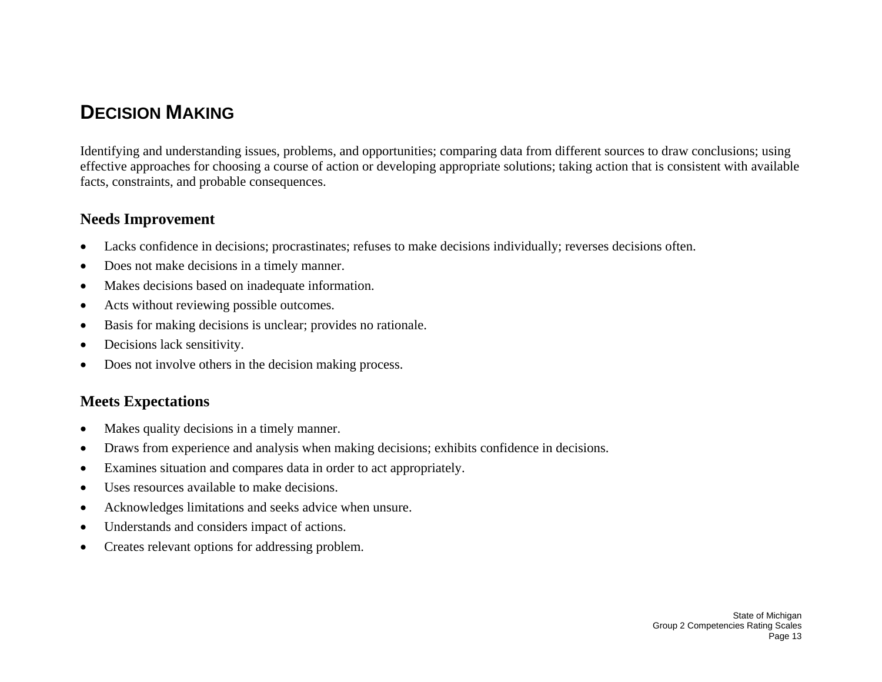## Decision Making

Identifying and understanding issues, problems, and opportunities; comparing data from different sources to draw conclusions; using effective approaches for choosing a course of action or developing appropriate solutions; taking action that is consistent with available facts, constraints, and probable consequences.

### Needs Improvement

- Lacks confidence in decisions; procrastinates; refuses to make decisions individually; reverses decisions often.
- Does not make decisions in a timely manner.
- Makes decisions based on inadequate information.
- Acts without reviewing possible outcomes.
- Basis for making decisions is unclear; provides no rationale.
- Decisions lack sensitivity.
- Does not involve others in the decision making process.

### Meets Expectations

- Makes quality decisions in a timely manner.
- Draws from experience and analysis when making decisions; exhibits confidence in decisions.
- Examines situation and compares data in order to act appropriately.
- Uses resources available to make decisions.
- Acknowledges limitations and seeks advice when unsure.
- Understands and considers impact of actions.
- Creates relevant options for addressing problem.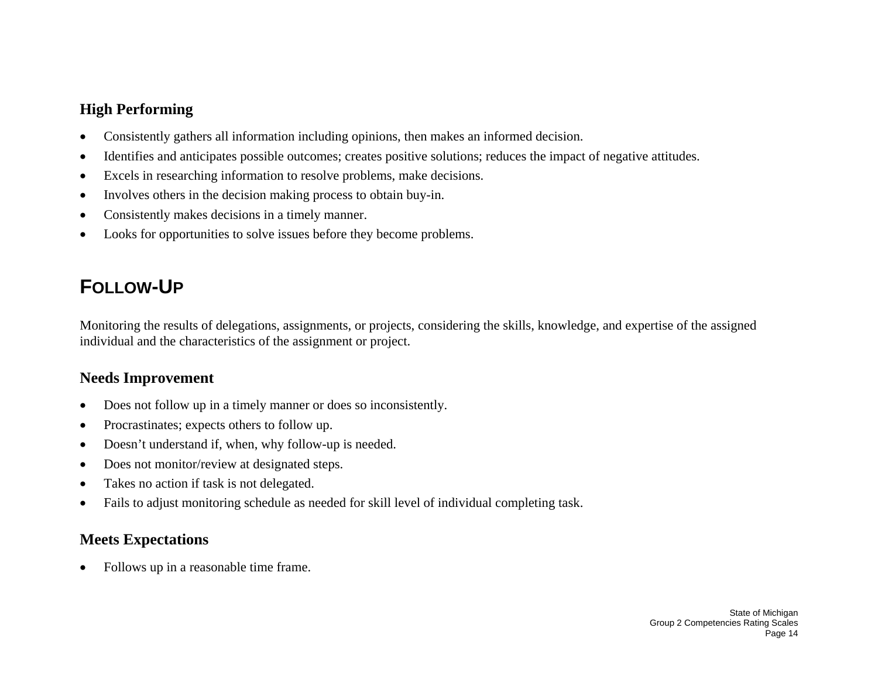### High Performing

- Consistently gathers all information including opinions, then makes an informed decision.
- Identifies and anticipates possible outcomes; creates positive solutions; reduces the impact of negative attitudes.
- Excels in researching information to resolve problems, make decisions.
- Involves others in the decision making process to obtain buy-in.
- Consistently makes decisions in a timely manner.
- Looks for opportunities to solve issues before they become problems.

## FOLLOW-UP

Monitoring the results of delegations, assignments, or projects, considering the skills, knowledge, and expertise of the assigned individual and the characteristics of the assignment or project.

### Needs Improvement

- Does not follow up in a timely manner or does so inconsistently.
- Procrastinates; expects others to follow up.
- Doesn't understand if, when, why follow-up is needed.
- Does not monitor/review at designated steps.
- Takes no action if task is not delegated.
- Fails to adjust monitoring schedule as needed for skill level of individual completing task.

### Meets Expectations

- Follows up in a reasonable time frame.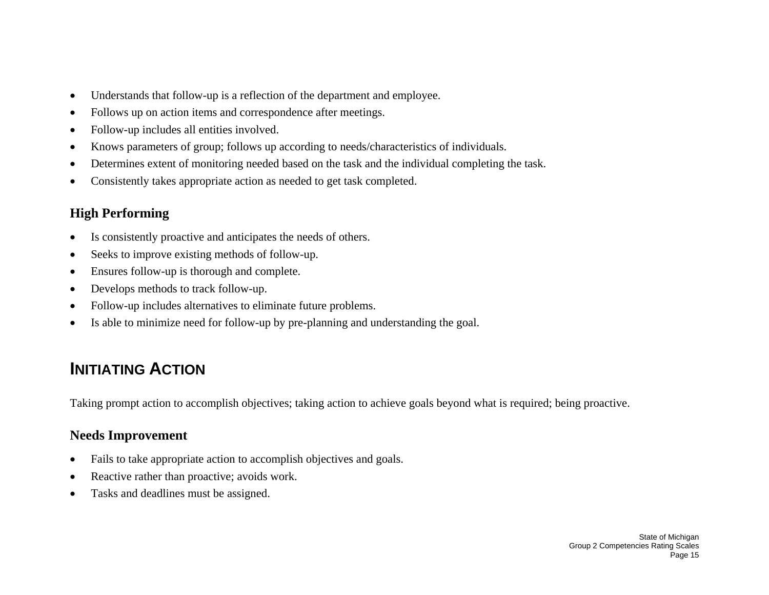- Understands that follow-up is a reflection of the department and employee.
- Follows up on action items and correspondence after meetings.
- Follow-up includes all entities involved.
- Knows parameters of group; follows up according to needs/characteristics of individuals.
- Determines extent of monitoring needed based on the task and the individual completing the task.
- Consistently takes appropriate action as needed to get task completed.

### High Performing

- Is consistently proactive and anticipates the needs of others.
- Seeks to improve existing methods of follow-up.
- Ensures follow-up is thorough and complete.
- Develops methods to track follow-up.
- Follow-up includes alternatives to eliminate future problems.
- Is able to minimize need for follow-up by pre-planning and understanding the goal.

## INITIATING ACTION

Taking prompt action to accomplish objectives; taking action to achieve goals beyond what is required; being proactive.

### Needs Improvement

- Fails to take appropriate action to accomplish objectives and goals.
- Reactive rather than proactive; avoids work.
- Tasks and deadlines must be assigned.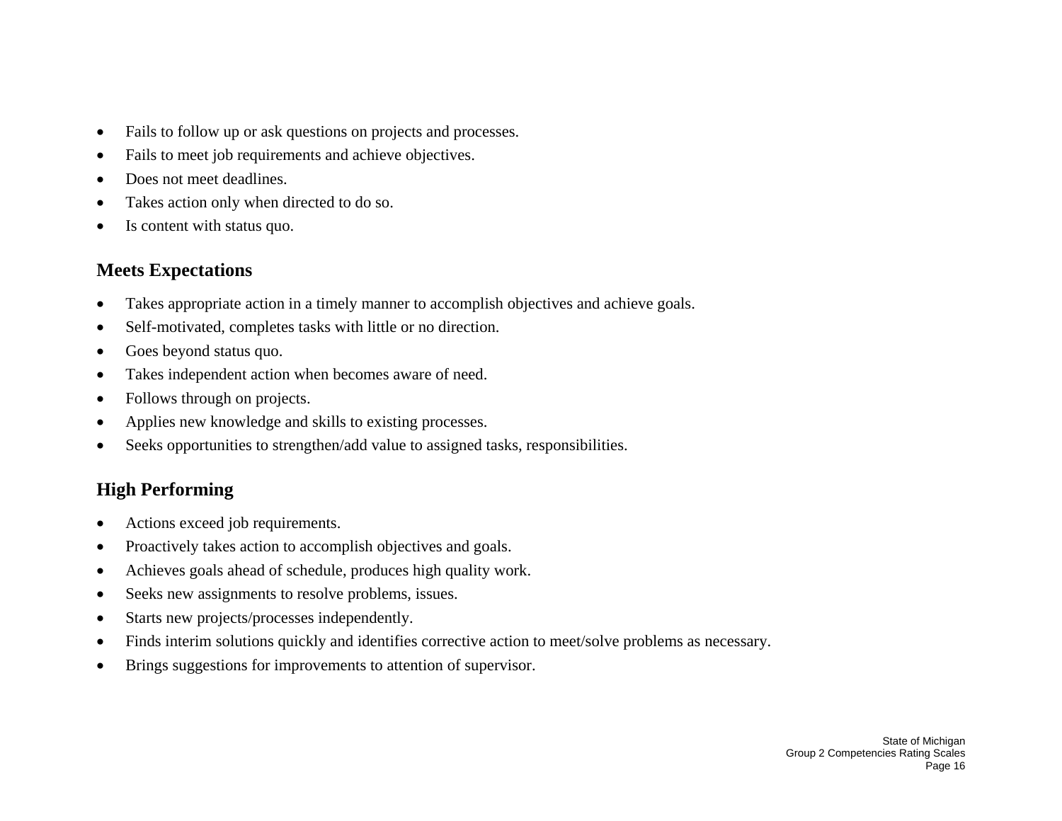- Fails to follow up or ask questions on projects and processes.
- Fails to meet job requirements and achieve objectives.
- Does not meet deadlines.
- Takes action only when directed to do so.
- Is content with status quo.

## Meets Expectations

- Takes appropriate action in a timely manner to accomplish objectives and achieve goals.
- Self-motivated, completes tasks with little or no direction.
- Goes beyond status quo.
- Takes independent action when becomes aware of need.
- Follows through on projects.
- Applies new knowledge and skills to existing processes.
- Seeks opportunities to strengthen/add value to assigned tasks, responsibilities.

## High Performing

- Actions exceed job requirements.
- Proactively takes action to accomplish objectives and goals.
- Achieves goals ahead of schedule, produces high quality work.
- Seeks new assignments to resolve problems, issues.
- Starts new projects/processes independently.
- Finds interim solutions quickly and identifies corrective action to meet/solve problems as necessary.
- Brings suggestions for improvements to attention of supervisor.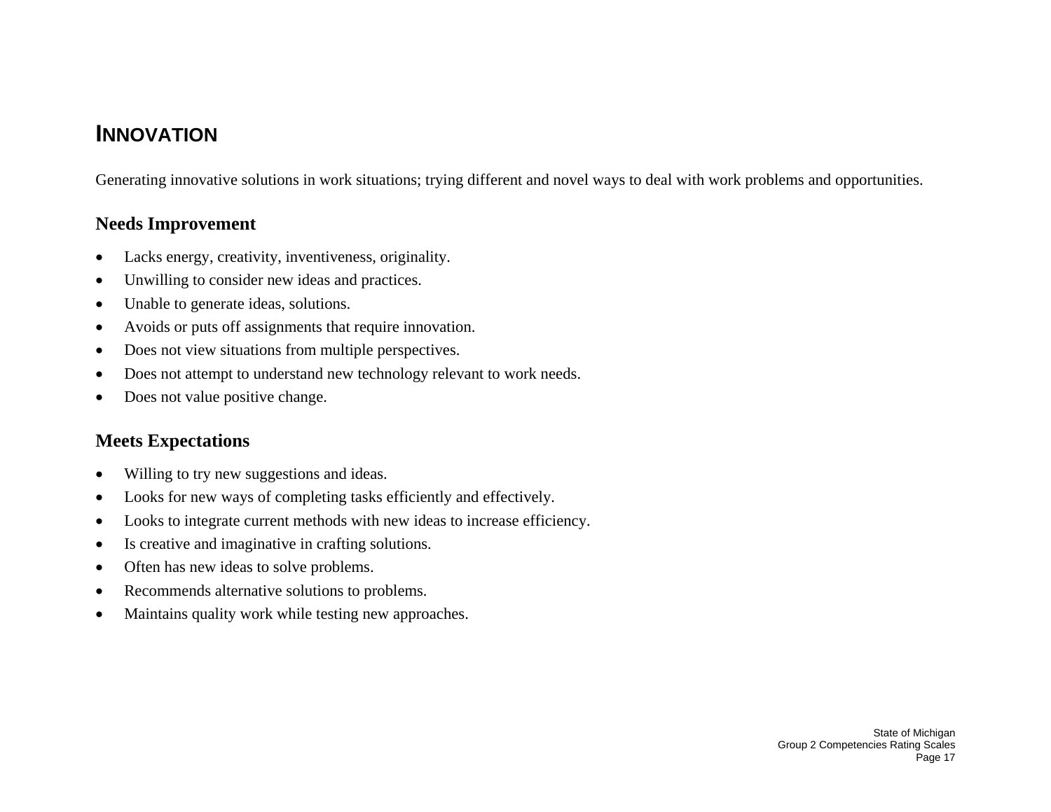## INNOVATION

Generating innovative solutions in work situations; trying different and novel ways to deal with work problems and opportunities.

### Needs Improvement

- Lacks energy, creativity, inventiveness, originality.
- Unwilling to consider new ideas and practices.
- Unable to generate ideas, solutions.
- Avoids or puts off assignments that require innovation.
- Does not view situations from multiple perspectives.
- Does not attempt to understand new technology relevant to work needs.
- Does not value positive change.

### Meets Expectations

- Willing to try new suggestions and ideas.
- Looks for new ways of completing tasks efficiently and effectively.
- Looks to integrate current methods with new ideas to increase efficiency.
- Is creative and imaginative in crafting solutions.
- Often has new ideas to solve problems.
- Recommends alternative solutions to problems.
- Maintains quality work while testing new approaches.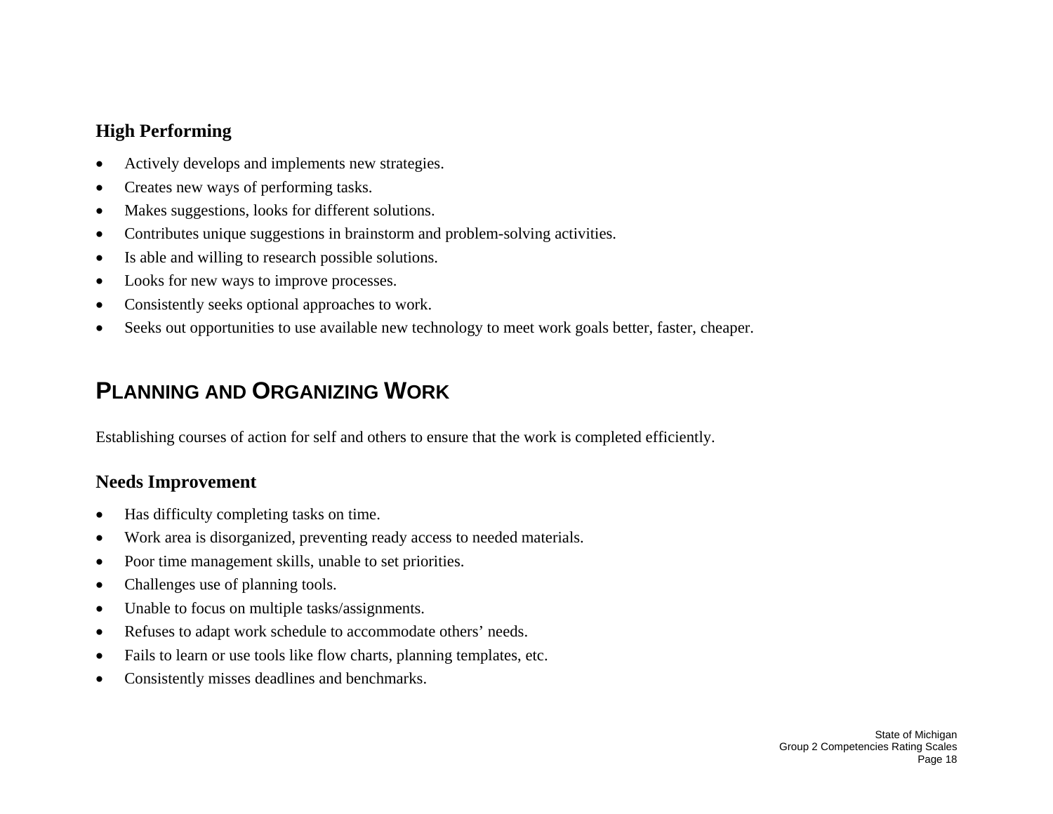### High Performing

- Actively develops and implements new strategies.
- Creates new ways of performing tasks.
- Makes suggestions, looks for different solutions.
- Contributes unique suggestions in brainstorm and problem-solving activities.
- Is able and willing to research possible solutions.
- Looks for new ways to improve processes.
- Consistently seeks optional approaches to work.
- Seeks out opportunities to use available new technology to meet work goals better, faster, cheaper.

## PLANNING AND ORGANIZING WORK

Establishing courses of action for self and others to ensure that the work is completed efficiently.

### Needs Improvement

- Has difficulty completing tasks on time.
- Work area is disorganized, preventing ready access to needed materials.
- Poor time management skills, unable to set priorities.
- Challenges use of planning tools.
- Unable to focus on multiple tasks/assignments.
- Refuses to adapt work schedule to accommodate others' needs.
- Fails to learn or use tools like flow charts, planning templates, etc.
- Consistently misses deadlines and benchmarks.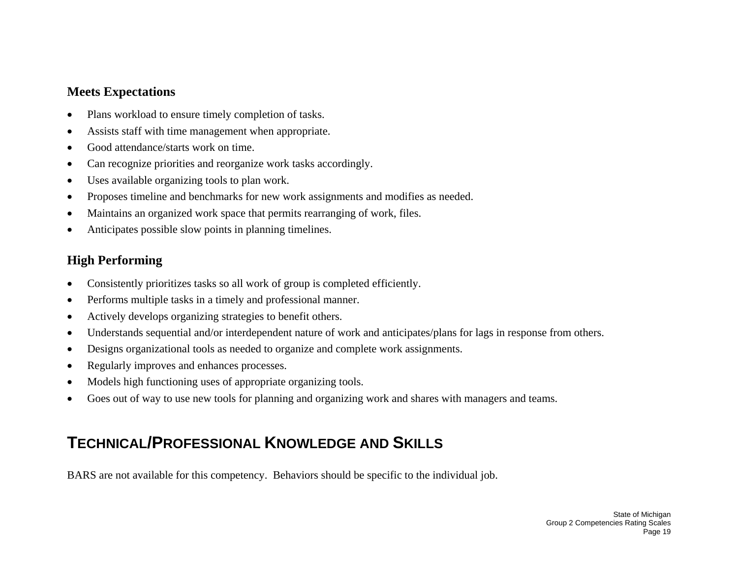### Meets Expectations

- Plans workload to ensure timely completion of tasks.
- Assists staff with time management when appropriate.
- Good attendance/starts work on time.
- Can recognize priorities and reorganize work tasks accordingly.
- Uses available organizing tools to plan work.
- Proposes timeline and benchmarks for new work assignments and modifies as needed.
- Maintains an organized work space that permits rearranging of work, files.
- Anticipates possible slow points in planning timelines.

### High Performing

- Consistently prioritizes tasks so all work of group is completed efficiently.
- Performs multiple tasks in a timely and professional manner.
- Actively develops organizing strategies to benefit others.
- Understands sequential and/or interdependent nature of work and anticipates/plans for lags in response from others.
- Designs organizational tools as needed to organize and complete work assignments.
- Regularly improves and enhances processes.
- Models high functioning uses of appropriate organizing tools.
- Goes out of way to use new tools for planning and organizing work and shares with managers and teams.

## TECHNICAL/PROFESSIONAL KNOWLEDGE AND SKILLS

BARS are not available for this competency. Behaviors should be specific to the individual job.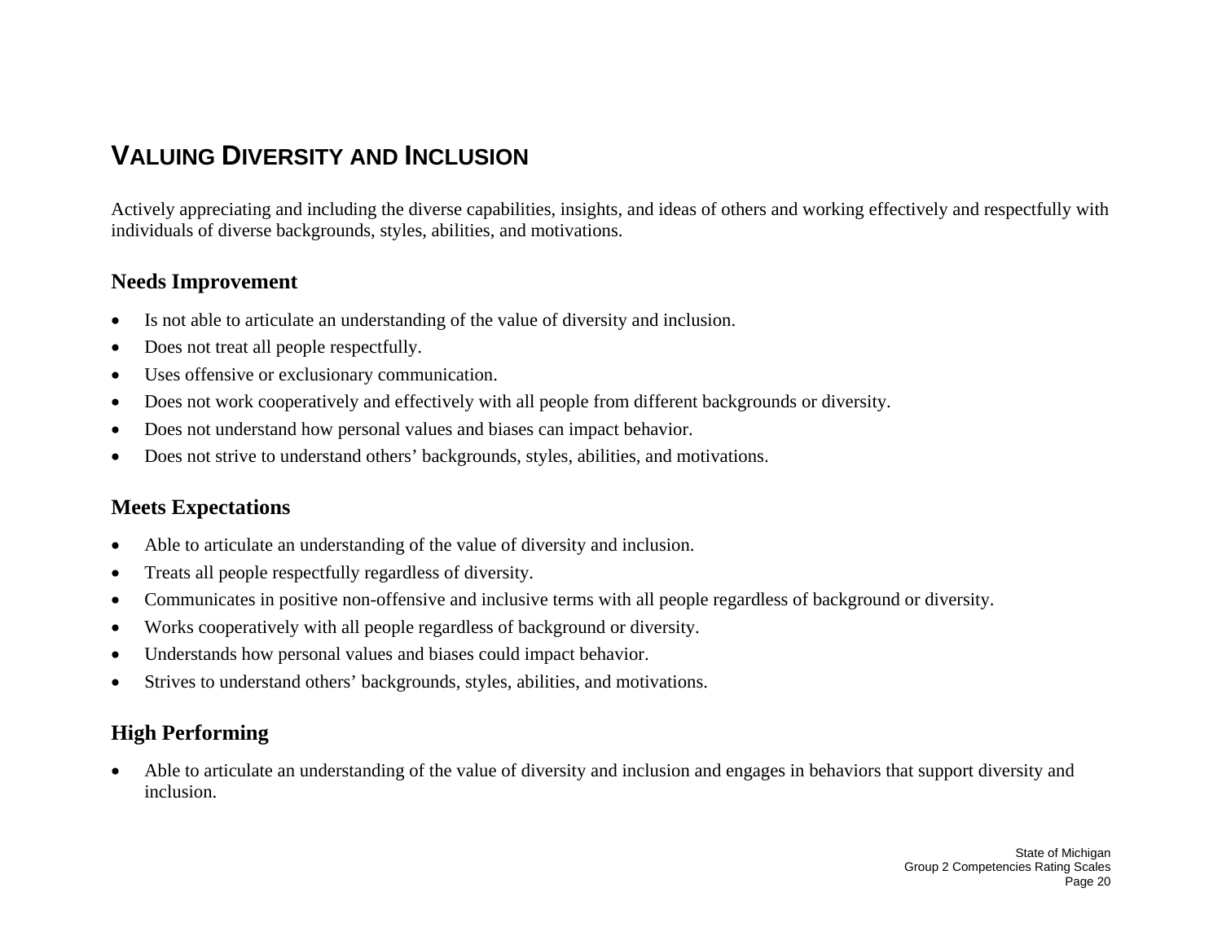# Valuing Diversity and Inclusion

Actively appreciating and including the diverse capabilities, insights, and ideas of others and working effectively and respectfully with individuals of diverse backgrounds, styles, abilities, and motivations.

## Needs Improvement

- Is not able to articulate an understanding of the value of diversity and inclusion.
- Does not treat all people respectfully.
- Uses offensive or exclusionary communication.
- Does not work cooperatively and effectively with all people from different backgrounds or diversity.
- Does not understand how personal values and biases can impact behavior.
- Does not strive to understand others' backgrounds, styles, abilities, and motivations.

## Meets Expectations

- Able to articulate an understanding of the value of diversity and inclusion.
- Treats all people respectfully regardless of diversity.
- Communicates in positive non-offensive and inclusive terms with all people regardless of background or diversity.
- Works cooperatively with all people regardless of background or diversity.
- Understands how personal values and biases could impact behavior.
- Strives to understand others' backgrounds, styles, abilities, and motivations.

## High Performing

- Able to articulate an understanding of the value of diversity and inclusion and engages in behaviors that support diversity and inclusion.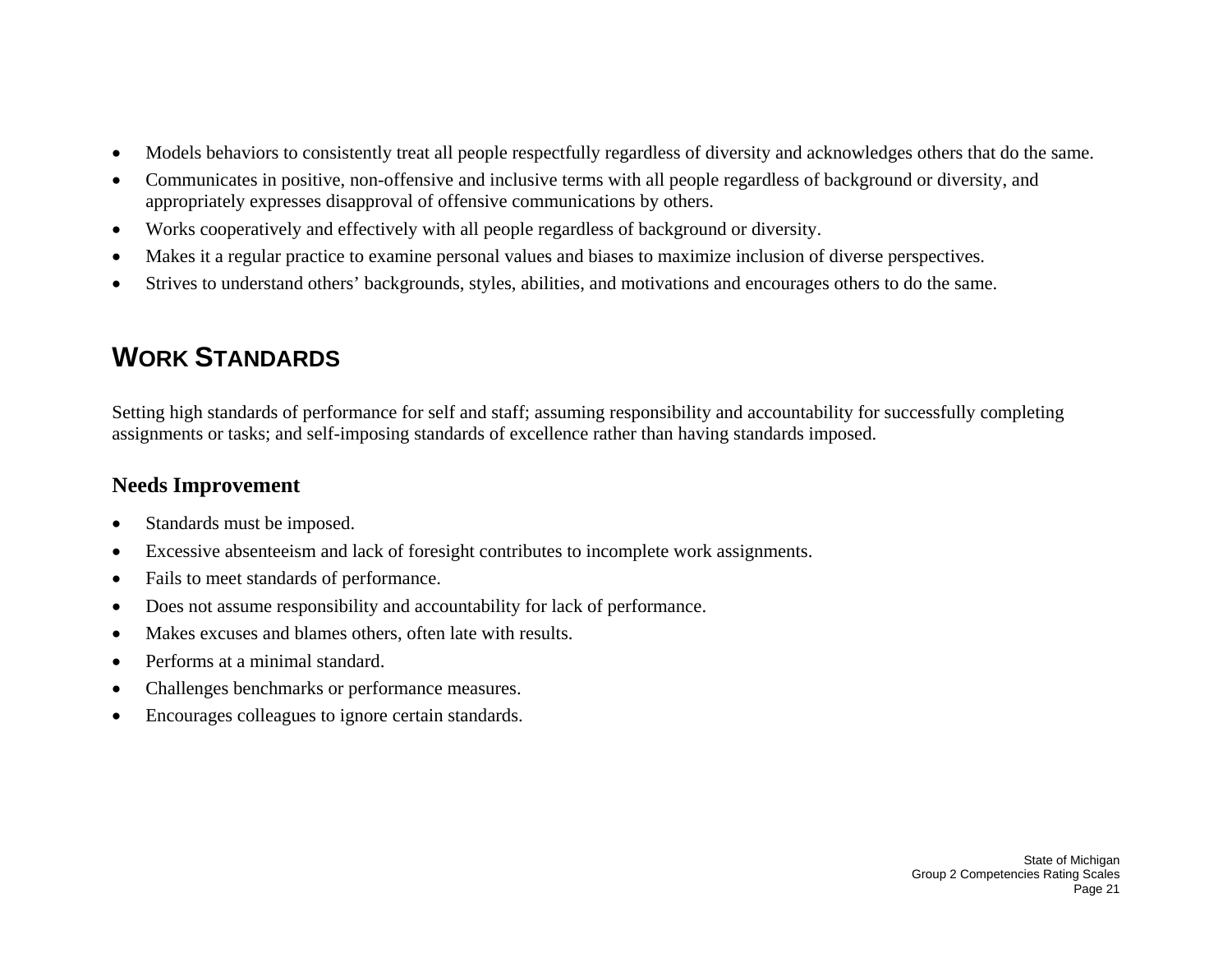- Models behaviors to consistently treat all people respectfully regardless of diversity and acknowledges others that do the same.
- Communicates in positive, non-offensive and inclusive terms with all people regardless of background or diversity, and appropriately expresses disapproval of offensive communications by others.
- Works cooperatively and effectively with all people regardless of background or diversity.
- Makes it a regular practice to examine personal values and biases to maximize inclusion of diverse perspectives.
- Strives to understand others' backgrounds, styles, abilities, and motivations and encourages others to do the same.

## WORK STANDARDS

Setting high standards of performance for self and staff; assuming responsibility and accountability for successfully completing assignments or tasks; and self-imposing standards of excellence rather than having standards imposed.

### Needs Improvement

- Standards must be imposed.
- Excessive absenteeism and lack of foresight contributes to incomplete work assignments.
- Fails to meet standards of performance.
- Does not assume responsibility and accountability for lack of performance.
- Makes excuses and blames others, often late with results.
- Performs at a minimal standard.
- Challenges benchmarks or performance measures.
- Encourages colleagues to ignore certain standards.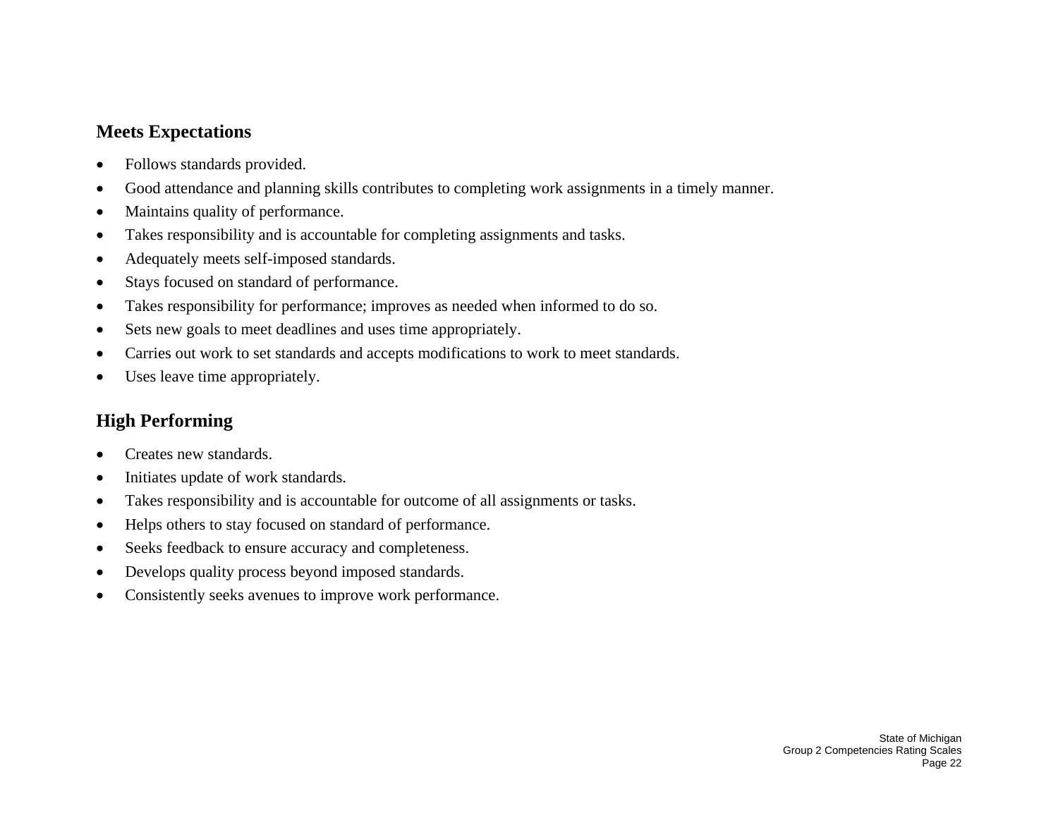## Meets Expectations

- Follows standards provided.
- Good attendance and planning skills contributes to completing work assignments in a timely manner.
- Maintains quality of performance.
- Takes responsibility and is accountable for completing assignments and tasks.
- Adequately meets self-imposed standards.
- Stays focused on standard of performance.
- Takes responsibility for performance; improves as needed when informed to do so.
- Sets new goals to meet deadlines and uses time appropriately.
- Carries out work to set standards and accepts modifications to work to meet standards.
- Uses leave time appropriately.

## High Performing

- Creates new standards.
- Initiates update of work standards.
- Takes responsibility and is accountable for outcome of all assignments or tasks.
- Helps others to stay focused on standard of performance.
- Seeks feedback to ensure accuracy and completeness.
- Develops quality process beyond imposed standards.
- Consistently seeks avenues to improve work performance.